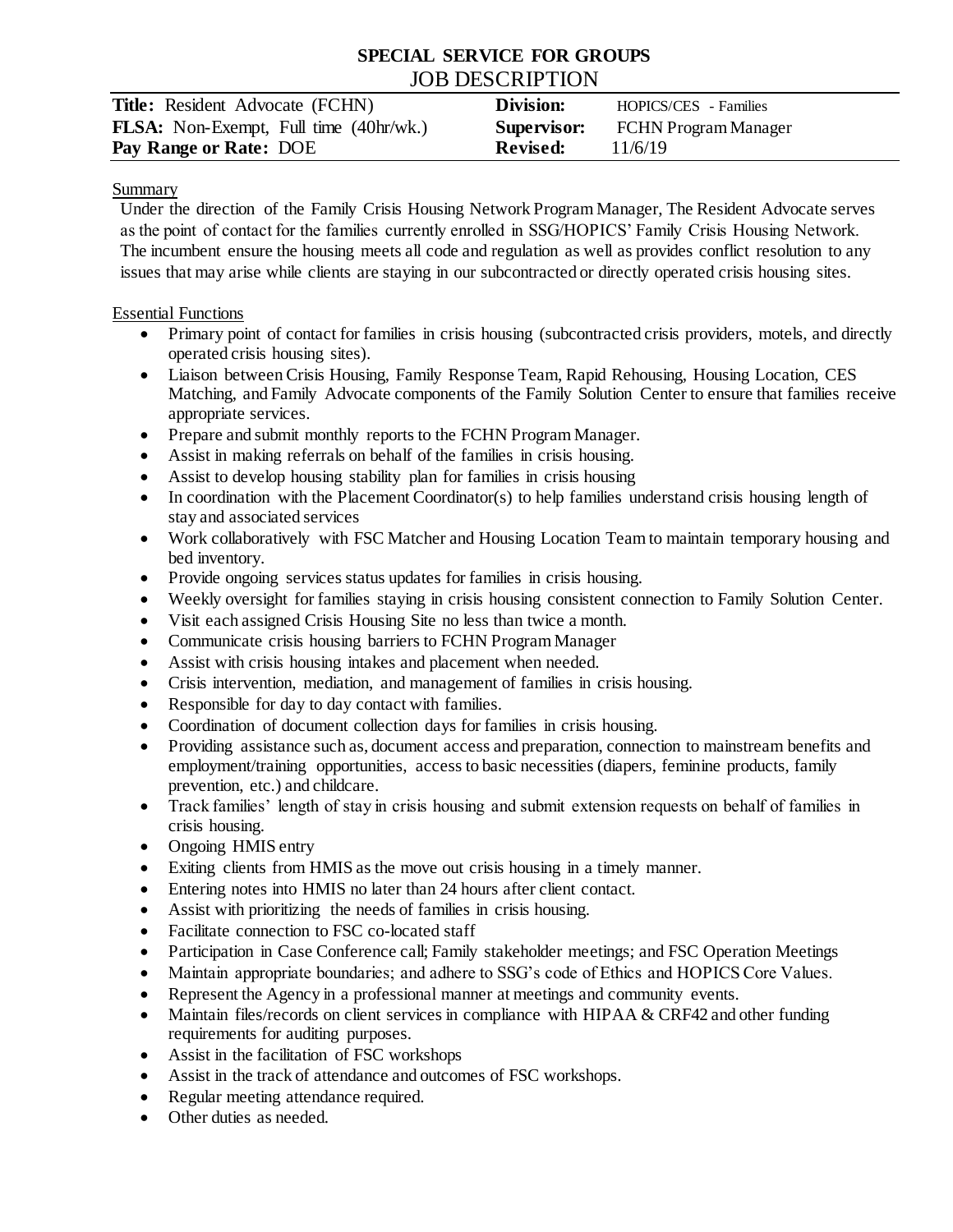# SPECIAL SERVICE FOR GROUPS

## JOB DESCRIPTION

| | | | |
|---|---|---|---|
| **Title:** Resident Advocate (FCHN) | | **Division:** | HOPICS/CES - Families |
| **FLSA:** Non-Exempt, Full time (40hr/wk.) | | **Supervisor:** | FCHN Program Manager |
| **Pay Range or Rate:** DOE | | **Revised:** | 11/6/19 |

Summary

Under the direction of the Family Crisis Housing Network Program Manager, The Resident Advocate serves as the point of contact for the families currently enrolled in SSG/HOPICS' Family Crisis Housing Network. The incumbent ensure the housing meets all code and regulation as well as provides conflict resolution to any issues that may arise while clients are staying in our subcontracted or directly operated crisis housing sites.

Essential Functions

- Primary point of contact for families in crisis housing (subcontracted crisis providers, motels, and directly operated crisis housing sites).
- Liaison between Crisis Housing, Family Response Team, Rapid Rehousing, Housing Location, CES Matching, and Family Advocate components of the Family Solution Center to ensure that families receive appropriate services.
- Prepare and submit monthly reports to the FCHN Program Manager.
- Assist in making referrals on behalf of the families in crisis housing.
- Assist to develop housing stability plan for families in crisis housing
- In coordination with the Placement Coordinator(s) to help families understand crisis housing length of stay and associated services
- Work collaboratively with FSC Matcher and Housing Location Team to maintain temporary housing and bed inventory.
- Provide ongoing services status updates for families in crisis housing.
- Weekly oversight for families staying in crisis housing consistent connection to Family Solution Center.
- Visit each assigned Crisis Housing Site no less than twice a month.
- Communicate crisis housing barriers to FCHN Program Manager
- Assist with crisis housing intakes and placement when needed.
- Crisis intervention, mediation, and management of families in crisis housing.
- Responsible for day to day contact with families.
- Coordination of document collection days for families in crisis housing.
- Providing assistance such as, document access and preparation, connection to mainstream benefits and employment/training opportunities, access to basic necessities (diapers, feminine products, family prevention, etc.) and childcare.
- Track families' length of stay in crisis housing and submit extension requests on behalf of families in crisis housing.
- Ongoing HMIS entry
- Exiting clients from HMIS as the move out crisis housing in a timely manner.
- Entering notes into HMIS no later than 24 hours after client contact.
- Assist with prioritizing the needs of families in crisis housing.
- Facilitate connection to FSC co-located staff
- Participation in Case Conference call; Family stakeholder meetings; and FSC Operation Meetings
- Maintain appropriate boundaries; and adhere to SSG's code of Ethics and HOPICS Core Values.
- Represent the Agency in a professional manner at meetings and community events.
- Maintain files/records on client services in compliance with HIPAA & CRF42 and other funding requirements for auditing purposes.
- Assist in the facilitation of FSC workshops
- Assist in the track of attendance and outcomes of FSC workshops.
- Regular meeting attendance required.
- Other duties as needed.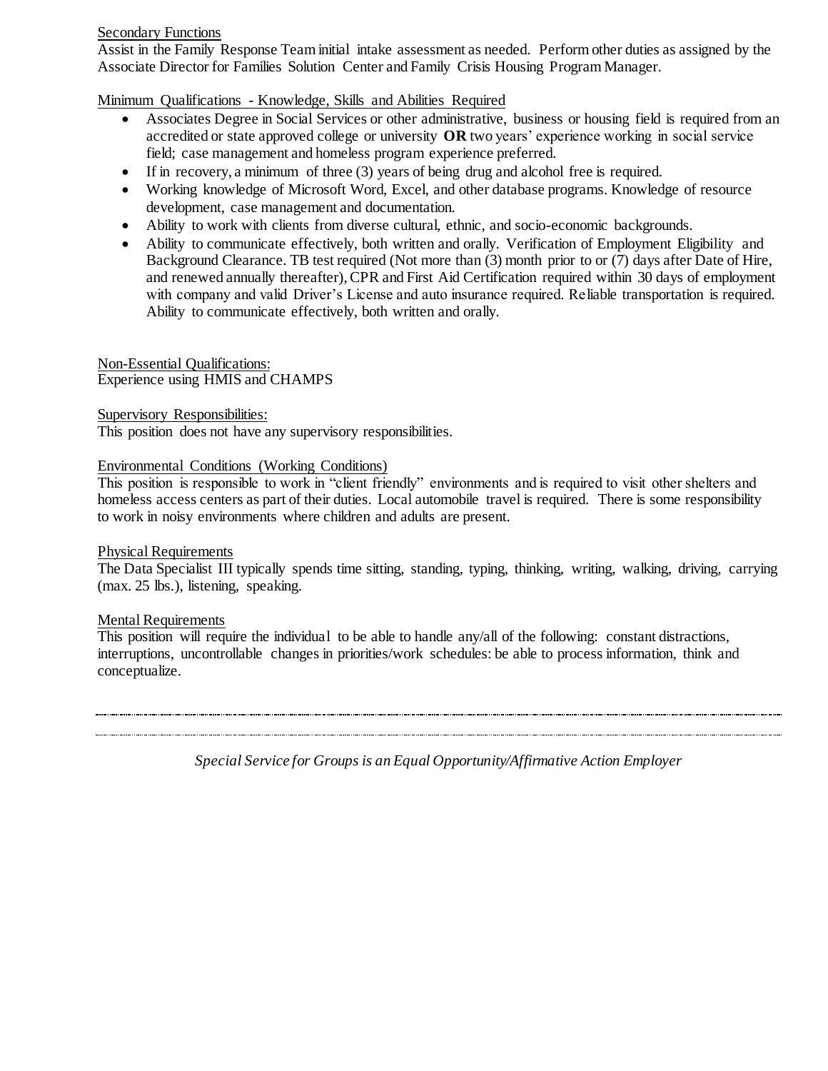Secondary Functions

Assist in the Family Response Team initial intake assessment as needed. Perform other duties as assigned by the Associate Director for Families Solution Center and Family Crisis Housing Program Manager.

Minimum Qualifications - Knowledge, Skills and Abilities Required

- Associates Degree in Social Services or other administrative, business or housing field is required from an accredited or state approved college or university **OR** two years' experience working in social service field; case management and homeless program experience preferred.
- If in recovery, a minimum of three (3) years of being drug and alcohol free is required.
- Working knowledge of Microsoft Word, Excel, and other database programs. Knowledge of resource development, case management and documentation.
- Ability to work with clients from diverse cultural, ethnic, and socio-economic backgrounds.
- Ability to communicate effectively, both written and orally. Verification of Employment Eligibility and Background Clearance. TB test required (Not more than (3) month prior to or (7) days after Date of Hire, and renewed annually thereafter), CPR and First Aid Certification required within 30 days of employment with company and valid Driver's License and auto insurance required. Reliable transportation is required. Ability to communicate effectively, both written and orally.

Non-Essential Qualifications:

Experience using HMIS and CHAMPS

Supervisory Responsibilities:

This position does not have any supervisory responsibilities.

Environmental Conditions (Working Conditions)

This position is responsible to work in "client friendly" environments and is required to visit other shelters and homeless access centers as part of their duties. Local automobile travel is required. There is some responsibility to work in noisy environments where children and adults are present.

Physical Requirements

The Data Specialist III typically spends time sitting, standing, typing, thinking, writing, walking, driving, carrying (max. 25 lbs.), listening, speaking.

Mental Requirements

This position will require the individual to be able to handle any/all of the following: constant distractions, interruptions, uncontrollable changes in priorities/work schedules: be able to process information, think and conceptualize.

---

*Special Service for Groups is an Equal Opportunity/Affirmative Action Employer*